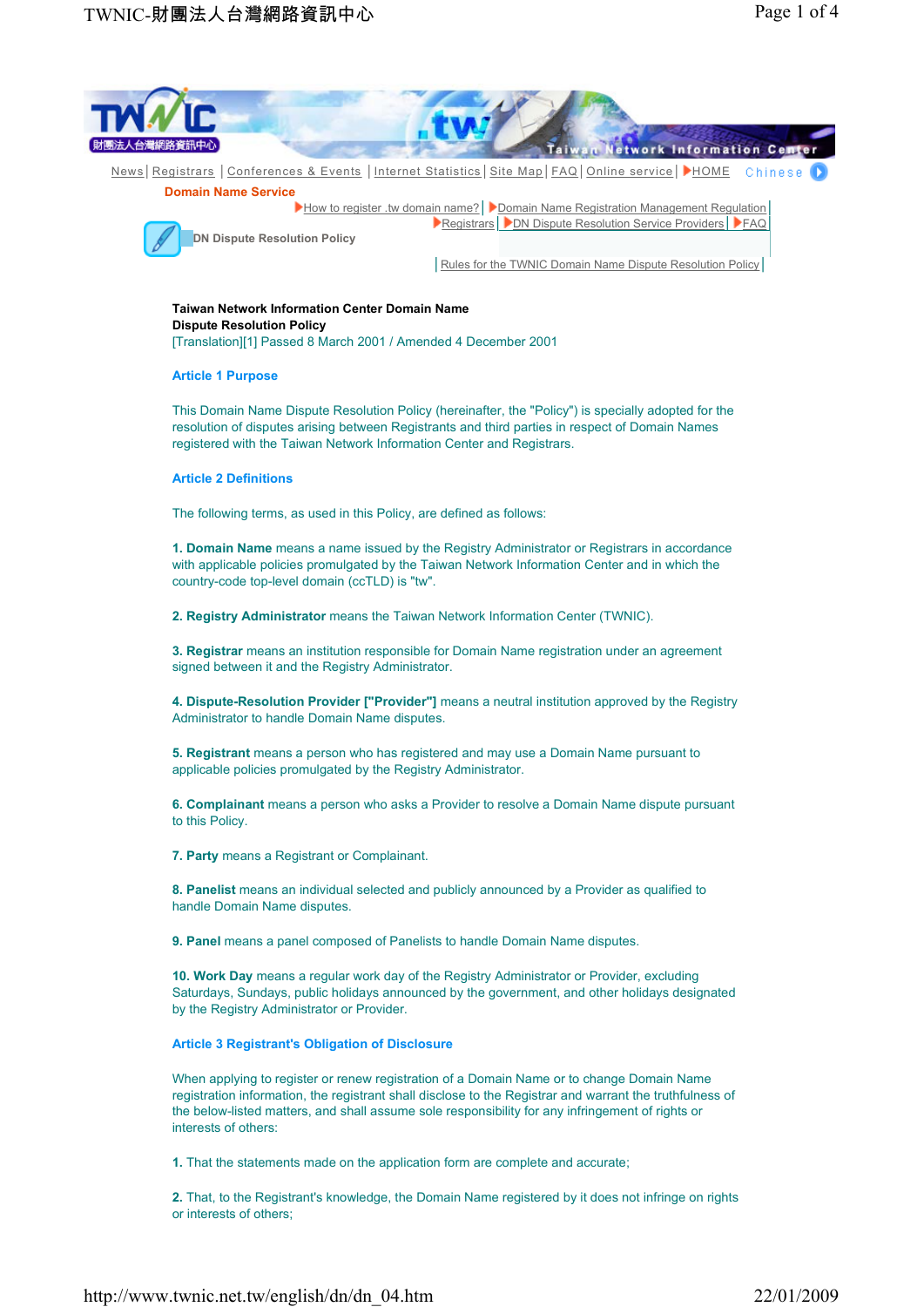News | Registrars | Conferences & Events | Internet Statistics | Site Map | FAQ | Online service | HOME Chinese

**Domain Name Service**

How to register .tw domain name? | Domain Name Registration Management Regulation | Registrars | DN Dispute Resolution Service Providers | FAQ |

**DN Dispute Resolution Policy**

| Rules for the TWNIC Domain Name Dispute Resolution Policy |

**Taiwan Network Information Center Domain Name Dispute Resolution Policy**
[Translation][1] Passed 8 March 2001 / Amended 4 December 2001

### Article 1 Purpose

This Domain Name Dispute Resolution Policy (hereinafter, the "Policy") is specially adopted for the resolution of disputes arising between Registrants and third parties in respect of Domain Names registered with the Taiwan Network Information Center and Registrars.

### Article 2 Definitions

The following terms, as used in this Policy, are defined as follows:

**1. Domain Name** means a name issued by the Registry Administrator or Registrars in accordance with applicable policies promulgated by the Taiwan Network Information Center and in which the country-code top-level domain (ccTLD) is "tw".

**2. Registry Administrator** means the Taiwan Network Information Center (TWNIC).

**3. Registrar** means an institution responsible for Domain Name registration under an agreement signed between it and the Registry Administrator.

**4. Dispute-Resolution Provider ["Provider"]** means a neutral institution approved by the Registry Administrator to handle Domain Name disputes.

**5. Registrant** means a person who has registered and may use a Domain Name pursuant to applicable policies promulgated by the Registry Administrator.

**6. Complainant** means a person who asks a Provider to resolve a Domain Name dispute pursuant to this Policy.

**7. Party** means a Registrant or Complainant.

**8. Panelist** means an individual selected and publicly announced by a Provider as qualified to handle Domain Name disputes.

**9. Panel** means a panel composed of Panelists to handle Domain Name disputes.

**10. Work Day** means a regular work day of the Registry Administrator or Provider, excluding Saturdays, Sundays, public holidays announced by the government, and other holidays designated by the Registry Administrator or Provider.

### Article 3 Registrant's Obligation of Disclosure

When applying to register or renew registration of a Domain Name or to change Domain Name registration information, the registrant shall disclose to the Registrar and warrant the truthfulness of the below-listed matters, and shall assume sole responsibility for any infringement of rights or interests of others:

1. That the statements made on the application form are complete and accurate;

2. That, to the Registrant's knowledge, the Domain Name registered by it does not infringe on rights or interests of others;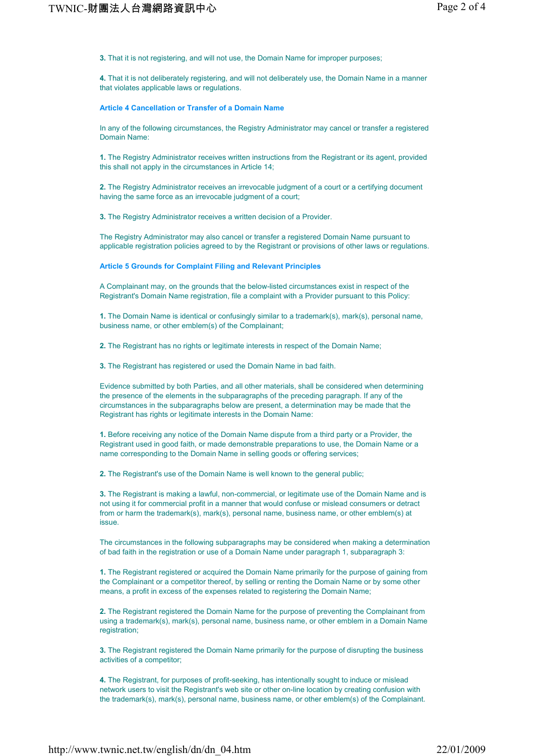**3.** That it is not registering, and will not use, the Domain Name for improper purposes;

**4.** That it is not deliberately registering, and will not deliberately use, the Domain Name in a manner that violates applicable laws or regulations.

### Article 4 Cancellation or Transfer of a Domain Name

In any of the following circumstances, the Registry Administrator may cancel or transfer a registered Domain Name:

**1.** The Registry Administrator receives written instructions from the Registrant or its agent, provided this shall not apply in the circumstances in Article 14;

**2.** The Registry Administrator receives an irrevocable judgment of a court or a certifying document having the same force as an irrevocable judgment of a court;

**3.** The Registry Administrator receives a written decision of a Provider.

The Registry Administrator may also cancel or transfer a registered Domain Name pursuant to applicable registration policies agreed to by the Registrant or provisions of other laws or regulations.

### Article 5 Grounds for Complaint Filing and Relevant Principles

A Complainant may, on the grounds that the below-listed circumstances exist in respect of the Registrant's Domain Name registration, file a complaint with a Provider pursuant to this Policy:

**1.** The Domain Name is identical or confusingly similar to a trademark(s), mark(s), personal name, business name, or other emblem(s) of the Complainant;

**2.** The Registrant has no rights or legitimate interests in respect of the Domain Name;

**3.** The Registrant has registered or used the Domain Name in bad faith.

Evidence submitted by both Parties, and all other materials, shall be considered when determining the presence of the elements in the subparagraphs of the preceding paragraph. If any of the circumstances in the subparagraphs below are present, a determination may be made that the Registrant has rights or legitimate interests in the Domain Name:

**1.** Before receiving any notice of the Domain Name dispute from a third party or a Provider, the Registrant used in good faith, or made demonstrable preparations to use, the Domain Name or a name corresponding to the Domain Name in selling goods or offering services;

**2.** The Registrant's use of the Domain Name is well known to the general public;

**3.** The Registrant is making a lawful, non-commercial, or legitimate use of the Domain Name and is not using it for commercial profit in a manner that would confuse or mislead consumers or detract from or harm the trademark(s), mark(s), personal name, business name, or other emblem(s) at issue.

The circumstances in the following subparagraphs may be considered when making a determination of bad faith in the registration or use of a Domain Name under paragraph 1, subparagraph 3:

**1.** The Registrant registered or acquired the Domain Name primarily for the purpose of gaining from the Complainant or a competitor thereof, by selling or renting the Domain Name or by some other means, a profit in excess of the expenses related to registering the Domain Name;

**2.** The Registrant registered the Domain Name for the purpose of preventing the Complainant from using a trademark(s), mark(s), personal name, business name, or other emblem in a Domain Name registration;

**3.** The Registrant registered the Domain Name primarily for the purpose of disrupting the business activities of a competitor;

**4.** The Registrant, for purposes of profit-seeking, has intentionally sought to induce or mislead network users to visit the Registrant's web site or other on-line location by creating confusion with the trademark(s), mark(s), personal name, business name, or other emblem(s) of the Complainant.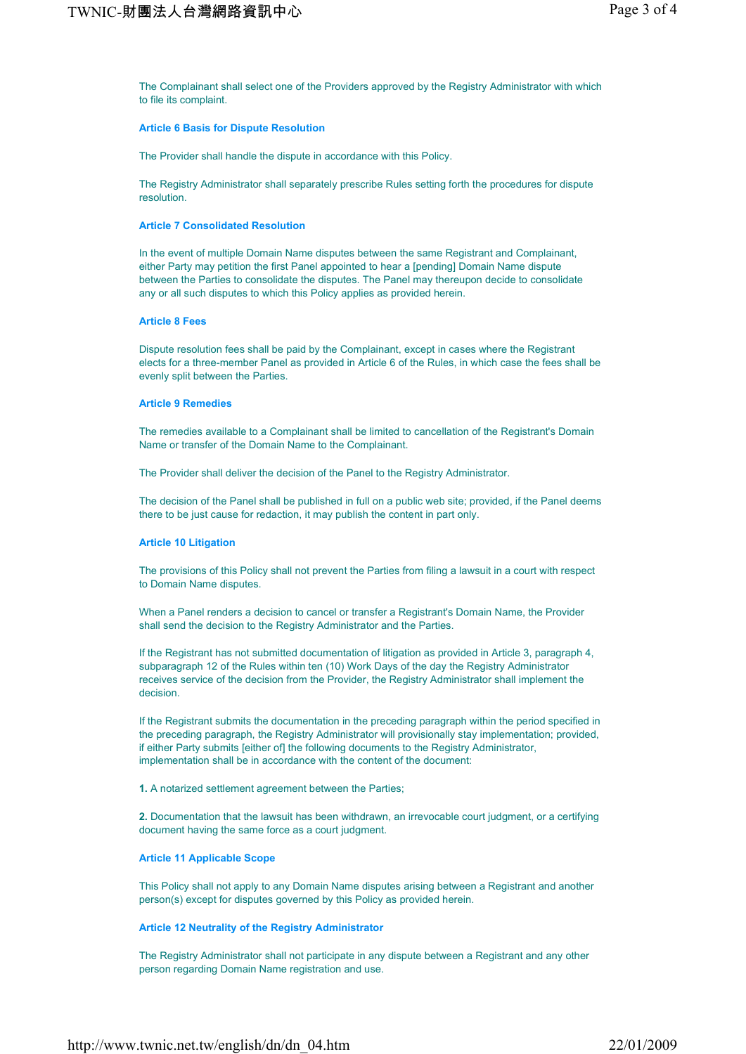The Complainant shall select one of the Providers approved by the Registry Administrator with which to file its complaint.

### Article 6 Basis for Dispute Resolution

The Provider shall handle the dispute in accordance with this Policy.

The Registry Administrator shall separately prescribe Rules setting forth the procedures for dispute resolution.

### Article 7 Consolidated Resolution

In the event of multiple Domain Name disputes between the same Registrant and Complainant, either Party may petition the first Panel appointed to hear a [pending] Domain Name dispute between the Parties to consolidate the disputes. The Panel may thereupon decide to consolidate any or all such disputes to which this Policy applies as provided herein.

### Article 8 Fees

Dispute resolution fees shall be paid by the Complainant, except in cases where the Registrant elects for a three-member Panel as provided in Article 6 of the Rules, in which case the fees shall be evenly split between the Parties.

### Article 9 Remedies

The remedies available to a Complainant shall be limited to cancellation of the Registrant's Domain Name or transfer of the Domain Name to the Complainant.

The Provider shall deliver the decision of the Panel to the Registry Administrator.

The decision of the Panel shall be published in full on a public web site; provided, if the Panel deems there to be just cause for redaction, it may publish the content in part only.

### Article 10 Litigation

The provisions of this Policy shall not prevent the Parties from filing a lawsuit in a court with respect to Domain Name disputes.

When a Panel renders a decision to cancel or transfer a Registrant's Domain Name, the Provider shall send the decision to the Registry Administrator and the Parties.

If the Registrant has not submitted documentation of litigation as provided in Article 3, paragraph 4, subparagraph 12 of the Rules within ten (10) Work Days of the day the Registry Administrator receives service of the decision from the Provider, the Registry Administrator shall implement the decision.

If the Registrant submits the documentation in the preceding paragraph within the period specified in the preceding paragraph, the Registry Administrator will provisionally stay implementation; provided, if either Party submits [either of] the following documents to the Registry Administrator, implementation shall be in accordance with the content of the document:

**1.** A notarized settlement agreement between the Parties;

**2.** Documentation that the lawsuit has been withdrawn, an irrevocable court judgment, or a certifying document having the same force as a court judgment.

### Article 11 Applicable Scope

This Policy shall not apply to any Domain Name disputes arising between a Registrant and another person(s) except for disputes governed by this Policy as provided herein.

### Article 12 Neutrality of the Registry Administrator

The Registry Administrator shall not participate in any dispute between a Registrant and any other person regarding Domain Name registration and use.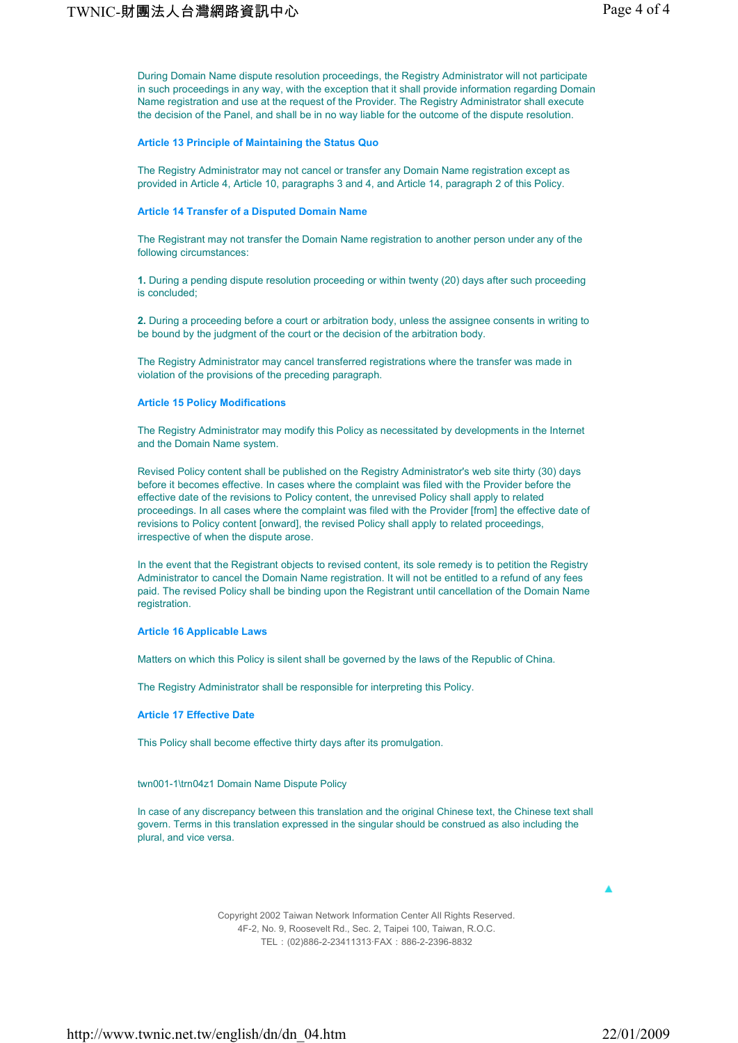During Domain Name dispute resolution proceedings, the Registry Administrator will not participate in such proceedings in any way, with the exception that it shall provide information regarding Domain Name registration and use at the request of the Provider. The Registry Administrator shall execute the decision of the Panel, and shall be in no way liable for the outcome of the dispute resolution.

### Article 13 Principle of Maintaining the Status Quo

The Registry Administrator may not cancel or transfer any Domain Name registration except as provided in Article 4, Article 10, paragraphs 3 and 4, and Article 14, paragraph 2 of this Policy.

### Article 14 Transfer of a Disputed Domain Name

The Registrant may not transfer the Domain Name registration to another person under any of the following circumstances:

**1.** During a pending dispute resolution proceeding or within twenty (20) days after such proceeding is concluded;

**2.** During a proceeding before a court or arbitration body, unless the assignee consents in writing to be bound by the judgment of the court or the decision of the arbitration body.

The Registry Administrator may cancel transferred registrations where the transfer was made in violation of the provisions of the preceding paragraph.

### Article 15 Policy Modifications

The Registry Administrator may modify this Policy as necessitated by developments in the Internet and the Domain Name system.

Revised Policy content shall be published on the Registry Administrator's web site thirty (30) days before it becomes effective. In cases where the complaint was filed with the Provider before the effective date of the revisions to Policy content, the unrevised Policy shall apply to related proceedings. In all cases where the complaint was filed with the Provider [from] the effective date of revisions to Policy content [onward], the revised Policy shall apply to related proceedings, irrespective of when the dispute arose.

In the event that the Registrant objects to revised content, its sole remedy is to petition the Registry Administrator to cancel the Domain Name registration. It will not be entitled to a refund of any fees paid. The revised Policy shall be binding upon the Registrant until cancellation of the Domain Name registration.

### Article 16 Applicable Laws

Matters on which this Policy is silent shall be governed by the laws of the Republic of China.

The Registry Administrator shall be responsible for interpreting this Policy.

### Article 17 Effective Date

This Policy shall become effective thirty days after its promulgation.

twn001-1\trn04z1 Domain Name Dispute Policy

In case of any discrepancy between this translation and the original Chinese text, the Chinese text shall govern. Terms in this translation expressed in the singular should be construed as also including the plural, and vice versa.

Copyright 2002 Taiwan Network Information Center All Rights Reserved.
4F-2, No. 9, Roosevelt Rd., Sec. 2, Taipei 100, Taiwan, R.O.C.
TEL：(02)886-2-23411313‧FAX：886-2-2396-8832